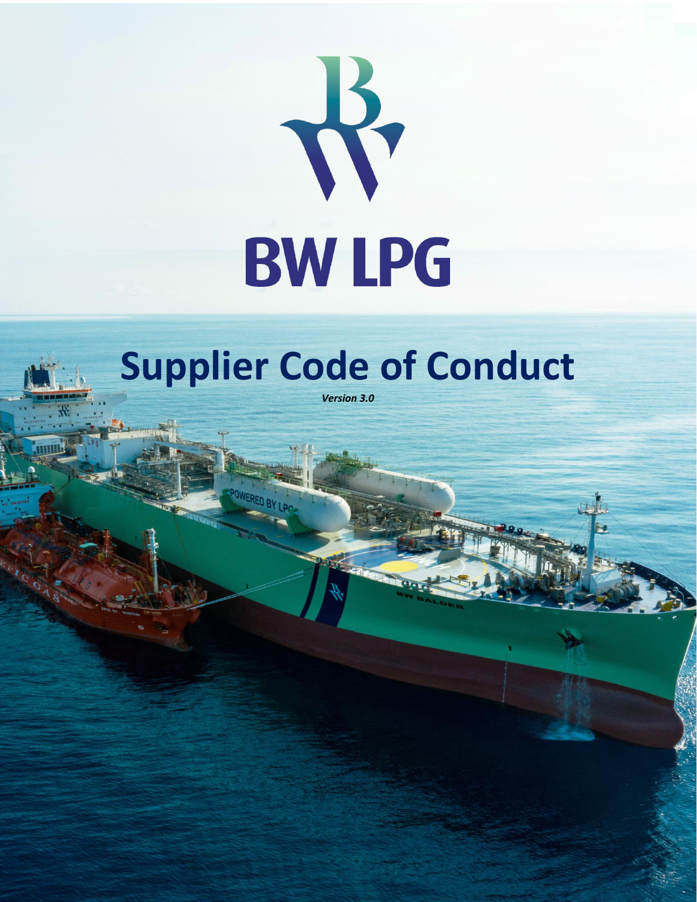# BW LPG

# Supplier Code of Conduct

*Version 3.0*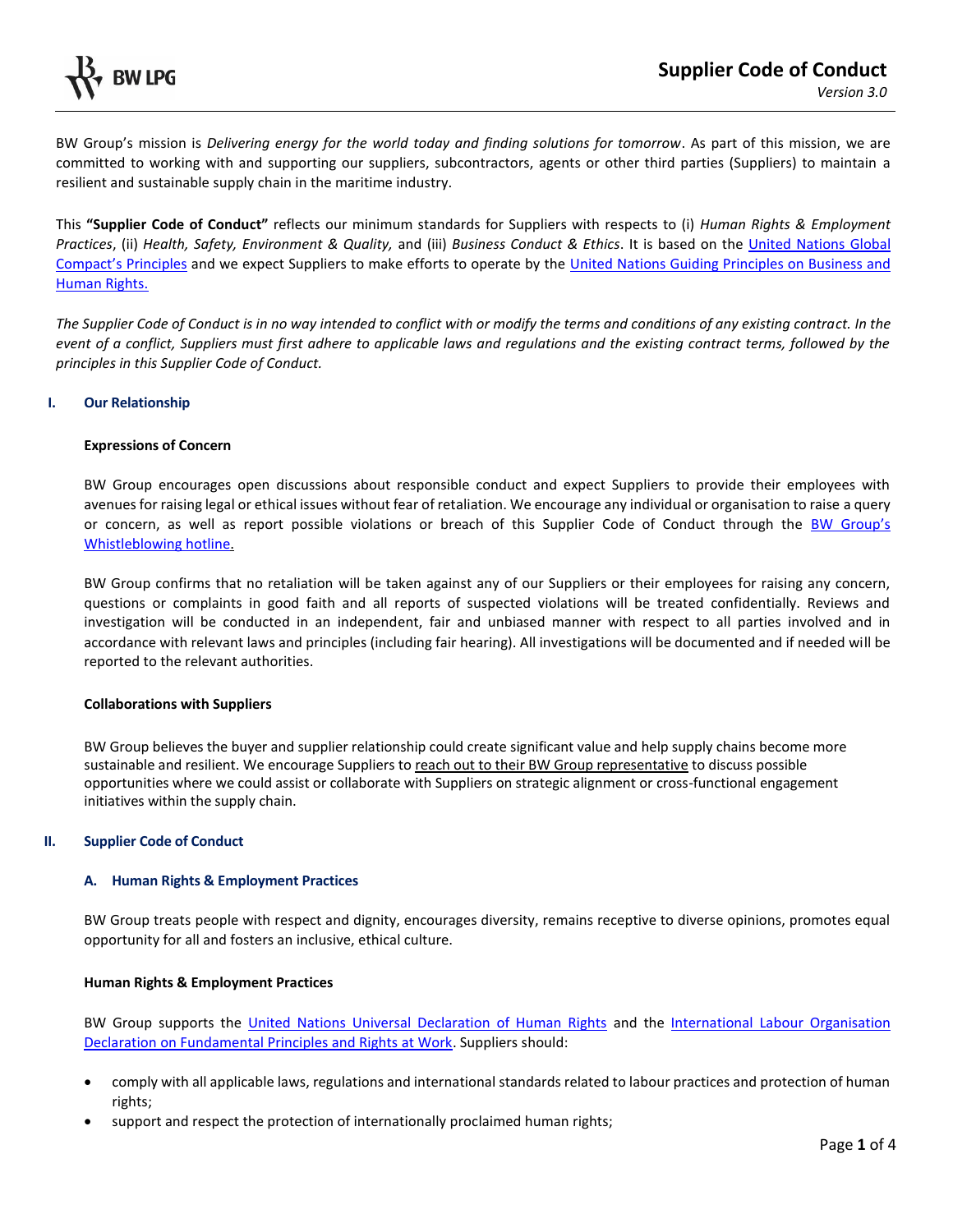BW Group's mission is *Delivering energy for the world today and finding solutions for tomorrow*. As part of this mission, we are committed to working with and supporting our suppliers, subcontractors, agents or other third parties (Suppliers) to maintain a resilient and sustainable supply chain in the maritime industry.

This **"Supplier Code of Conduct"** reflects our minimum standards for Suppliers with respects to (i) *Human Rights & Employment Practices*, (ii) *Health, Safety, Environment & Quality,* and (iii) *Business Conduct & Ethics*. It is based on the United Nations Global Compact's Principles and we expect Suppliers to make efforts to operate by the United Nations Guiding Principles on Business and Human Rights.

*The Supplier Code of Conduct is in no way intended to conflict with or modify the terms and conditions of any existing contract. In the event of a conflict, Suppliers must first adhere to applicable laws and regulations and the existing contract terms, followed by the principles in this Supplier Code of Conduct.*

## I. Our Relationship

### Expressions of Concern

BW Group encourages open discussions about responsible conduct and expect Suppliers to provide their employees with avenues for raising legal or ethical issues without fear of retaliation. We encourage any individual or organisation to raise a query or concern, as well as report possible violations or breach of this Supplier Code of Conduct through the BW Group's Whistleblowing hotline.

BW Group confirms that no retaliation will be taken against any of our Suppliers or their employees for raising any concern, questions or complaints in good faith and all reports of suspected violations will be treated confidentially. Reviews and investigation will be conducted in an independent, fair and unbiased manner with respect to all parties involved and in accordance with relevant laws and principles (including fair hearing). All investigations will be documented and if needed will be reported to the relevant authorities.

### Collaborations with Suppliers

BW Group believes the buyer and supplier relationship could create significant value and help supply chains become more sustainable and resilient. We encourage Suppliers to reach out to their BW Group representative to discuss possible opportunities where we could assist or collaborate with Suppliers on strategic alignment or cross-functional engagement initiatives within the supply chain.

## II. Supplier Code of Conduct

### A. Human Rights & Employment Practices

BW Group treats people with respect and dignity, encourages diversity, remains receptive to diverse opinions, promotes equal opportunity for all and fosters an inclusive, ethical culture.

### Human Rights & Employment Practices

BW Group supports the United Nations Universal Declaration of Human Rights and the International Labour Organisation Declaration on Fundamental Principles and Rights at Work. Suppliers should:

- comply with all applicable laws, regulations and international standards related to labour practices and protection of human rights;
- support and respect the protection of internationally proclaimed human rights;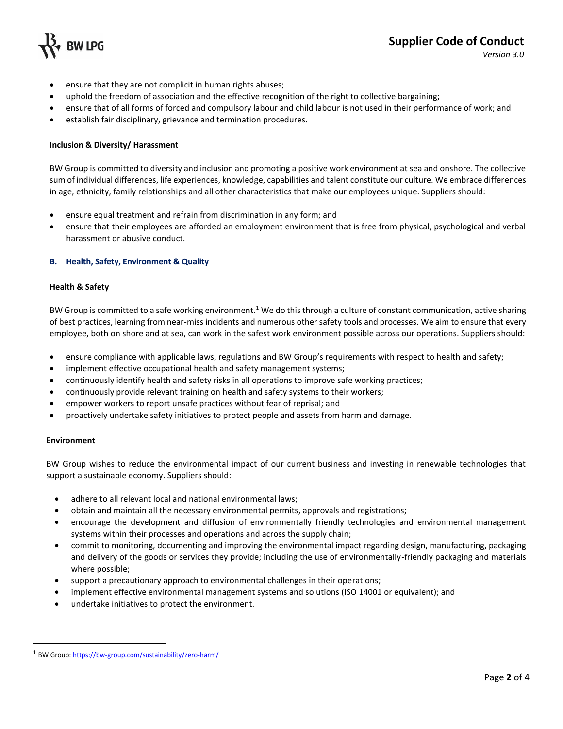- ensure that they are not complicit in human rights abuses;
- uphold the freedom of association and the effective recognition of the right to collective bargaining;
- ensure that of all forms of forced and compulsory labour and child labour is not used in their performance of work; and
- establish fair disciplinary, grievance and termination procedures.

#### Inclusion & Diversity/ Harassment

BW Group is committed to diversity and inclusion and promoting a positive work environment at sea and onshore. The collective sum of individual differences, life experiences, knowledge, capabilities and talent constitute our culture. We embrace differences in age, ethnicity, family relationships and all other characteristics that make our employees unique. Suppliers should:

- ensure equal treatment and refrain from discrimination in any form; and
- ensure that their employees are afforded an employment environment that is free from physical, psychological and verbal harassment or abusive conduct.

### B. Health, Safety, Environment & Quality

#### Health & Safety

BW Group is committed to a safe working environment.[1] We do this through a culture of constant communication, active sharing of best practices, learning from near-miss incidents and numerous other safety tools and processes. We aim to ensure that every employee, both on shore and at sea, can work in the safest work environment possible across our operations. Suppliers should:

- ensure compliance with applicable laws, regulations and BW Group's requirements with respect to health and safety;
- implement effective occupational health and safety management systems;
- continuously identify health and safety risks in all operations to improve safe working practices;
- continuously provide relevant training on health and safety systems to their workers;
- empower workers to report unsafe practices without fear of reprisal; and
- proactively undertake safety initiatives to protect people and assets from harm and damage.

#### Environment

BW Group wishes to reduce the environmental impact of our current business and investing in renewable technologies that support a sustainable economy. Suppliers should:

- adhere to all relevant local and national environmental laws;
- obtain and maintain all the necessary environmental permits, approvals and registrations;
- encourage the development and diffusion of environmentally friendly technologies and environmental management systems within their processes and operations and across the supply chain;
- commit to monitoring, documenting and improving the environmental impact regarding design, manufacturing, packaging and delivery of the goods or services they provide; including the use of environmentally-friendly packaging and materials where possible;
- support a precautionary approach to environmental challenges in their operations;
- implement effective environmental management systems and solutions (ISO 14001 or equivalent); and
- undertake initiatives to protect the environment.

---

[1] BW Group: https://bw-group.com/sustainability/zero-harm/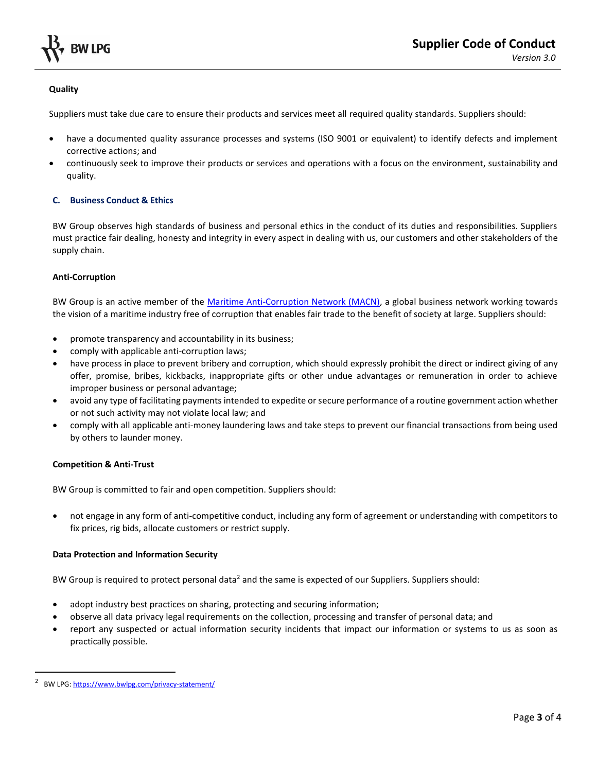### Quality

Suppliers must take due care to ensure their products and services meet all required quality standards. Suppliers should:

- have a documented quality assurance processes and systems (ISO 9001 or equivalent) to identify defects and implement corrective actions; and
- continuously seek to improve their products or services and operations with a focus on the environment, sustainability and quality.

## C. Business Conduct & Ethics

BW Group observes high standards of business and personal ethics in the conduct of its duties and responsibilities. Suppliers must practice fair dealing, honesty and integrity in every aspect in dealing with us, our customers and other stakeholders of the supply chain.

### Anti-Corruption

BW Group is an active member of the [Maritime Anti-Corruption Network (MACN)](Maritime Anti-Corruption Network (MACN)), a global business network working towards the vision of a maritime industry free of corruption that enables fair trade to the benefit of society at large. Suppliers should:

- promote transparency and accountability in its business;
- comply with applicable anti-corruption laws;
- have process in place to prevent bribery and corruption, which should expressly prohibit the direct or indirect giving of any offer, promise, bribes, kickbacks, inappropriate gifts or other undue advantages or remuneration in order to achieve improper business or personal advantage;
- avoid any type of facilitating payments intended to expedite or secure performance of a routine government action whether or not such activity may not violate local law; and
- comply with all applicable anti-money laundering laws and take steps to prevent our financial transactions from being used by others to launder money.

### Competition & Anti-Trust

BW Group is committed to fair and open competition. Suppliers should:

- not engage in any form of anti-competitive conduct, including any form of agreement or understanding with competitors to fix prices, rig bids, allocate customers or restrict supply.

### Data Protection and Information Security

BW Group is required to protect personal data[2] and the same is expected of our Suppliers. Suppliers should:

- adopt industry best practices on sharing, protecting and securing information;
- observe all data privacy legal requirements on the collection, processing and transfer of personal data; and
- report any suspected or actual information security incidents that impact our information or systems to us as soon as practically possible.

---

[2] BW LPG: https://www.bwlpg.com/privacy-statement/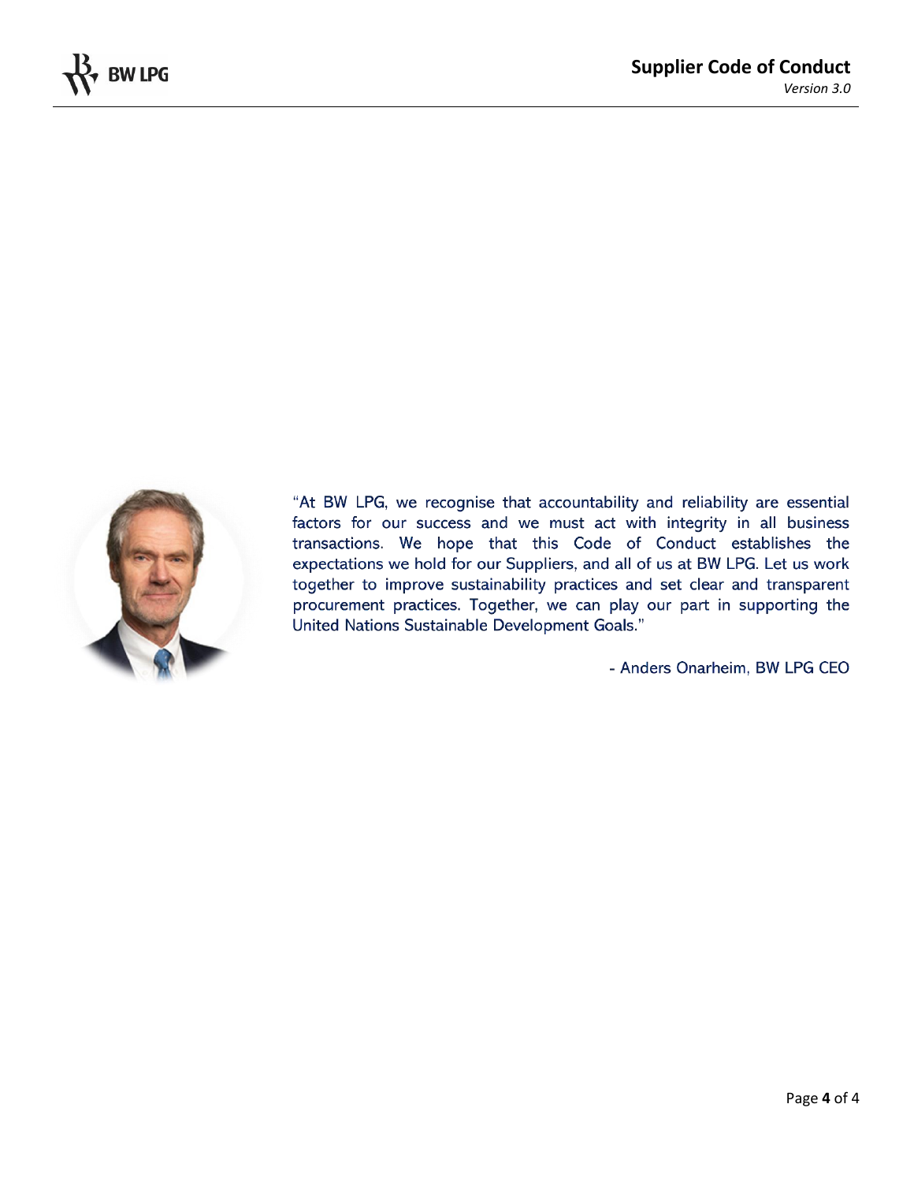"At BW LPG, we recognise that accountability and reliability are essential factors for our success and we must act with integrity in all business transactions. We hope that this Code of Conduct establishes the expectations we hold for our Suppliers, and all of us at BW LPG. Let us work together to improve sustainability practices and set clear and transparent procurement practices. Together, we can play our part in supporting the United Nations Sustainable Development Goals."

- Anders Onarheim, BW LPG CEO